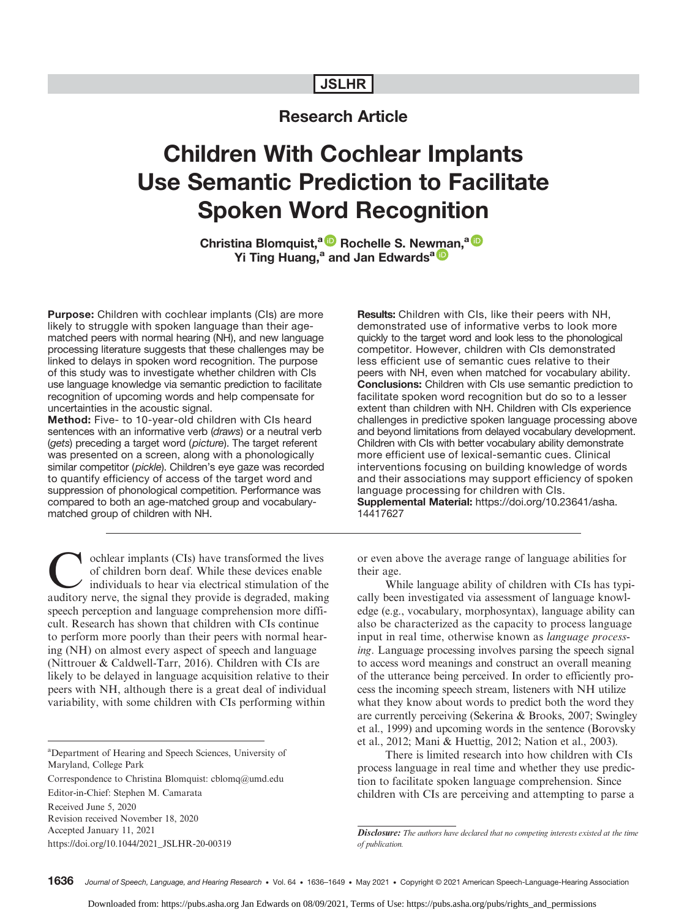Research Article

# Children With Cochlear Implants Use Semantic Prediction to Facilitate Spoken Word Recognition

**Christina Blomquist,[a] Rochelle S. Newman,[a] Yi Ting Huang,[a] and Jan Edwards[a]**

**Purpose:** Children with cochlear implants (CIs) are more likely to struggle with spoken language than their age-matched peers with normal hearing (NH), and new language processing literature suggests that these challenges may be linked to delays in spoken word recognition. The purpose of this study was to investigate whether children with CIs use language knowledge via semantic prediction to facilitate recognition of upcoming words and help compensate for uncertainties in the acoustic signal.

**Method:** Five- to 10-year-old children with CIs heard sentences with an informative verb (*draws*) or a neutral verb (*gets*) preceding a target word (*picture*). The target referent was presented on a screen, along with a phonologically similar competitor (*pickle*). Children's eye gaze was recorded to quantify efficiency of access of the target word and suppression of phonological competition. Performance was compared to both an age-matched group and vocabulary-matched group of children with NH.

**Results:** Children with CIs, like their peers with NH, demonstrated use of informative verbs to look more quickly to the target word and look less to the phonological competitor. However, children with CIs demonstrated less efficient use of semantic cues relative to their peers with NH, even when matched for vocabulary ability.

**Conclusions:** Children with CIs use semantic prediction to facilitate spoken word recognition but do so to a lesser extent than children with NH. Children with CIs experience challenges in predictive spoken language processing above and beyond limitations from delayed vocabulary development. Children with CIs with better vocabulary ability demonstrate more efficient use of lexical-semantic cues. Clinical interventions focusing on building knowledge of words and their associations may support efficiency of spoken language processing for children with CIs.

**Supplemental Material:** https://doi.org/10.23641/asha.14417627

Cochlear implants (CIs) have transformed the lives of children born deaf. While these devices enable individuals to hear via electrical stimulation of the auditory nerve, the signal they provide is degraded, making speech perception and language comprehension more difficult. Research has shown that children with CIs continue to perform more poorly than their peers with normal hearing (NH) on almost every aspect of speech and language (Nittrouer & Caldwell-Tarr, 2016). Children with CIs are likely to be delayed in language acquisition relative to their peers with NH, although there is a great deal of individual variability, with some children with CIs performing within or even above the average range of language abilities for their age.

While language ability of children with CIs has typically been investigated via assessment of language knowledge (e.g., vocabulary, morphosyntax), language ability can also be characterized as the capacity to process language input in real time, otherwise known as *language processing*. Language processing involves parsing the speech signal to access word meanings and construct an overall meaning of the utterance being perceived. In order to efficiently process the incoming speech stream, listeners with NH utilize what they know about words to predict both the word they are currently perceiving (Sekerina & Brooks, 2007; Swingley et al., 1999) and upcoming words in the sentence (Borovsky et al., 2012; Mani & Huettig, 2012; Nation et al., 2003).

There is limited research into how children with CIs process language in real time and whether they use prediction to facilitate spoken language comprehension. Since children with CIs are perceiving and attempting to parse a

[a]Department of Hearing and Speech Sciences, University of Maryland, College Park

Correspondence to Christina Blomquist: cblomq@umd.edu

Editor-in-Chief: Stephen M. Camarata

Received June 5, 2020
Revision received November 18, 2020
Accepted January 11, 2021
https://doi.org/10.1044/2021_JSLHR-20-00319

*Disclosure: The authors have declared that no competing interests existed at the time of publication.*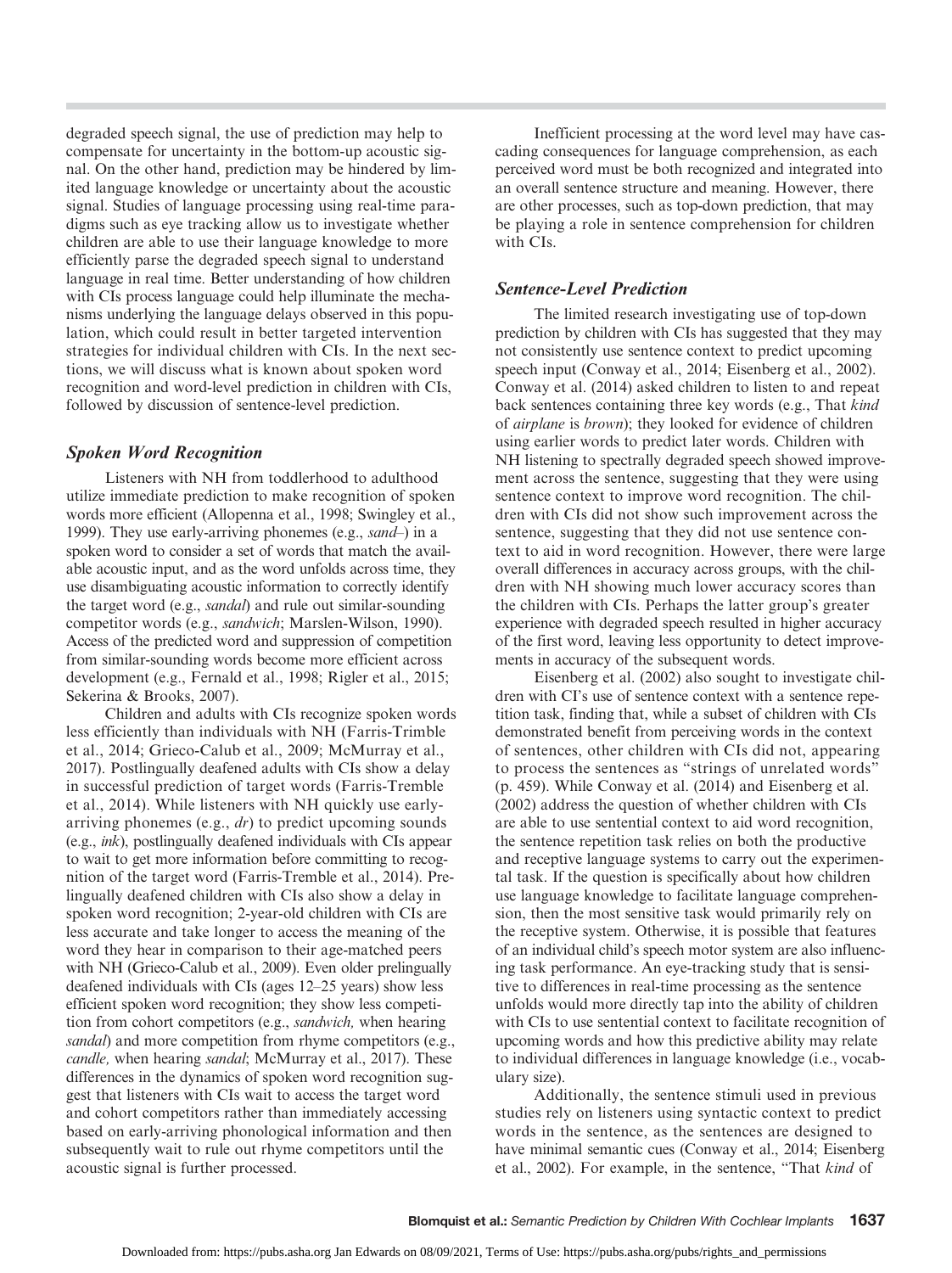degraded speech signal, the use of prediction may help to compensate for uncertainty in the bottom-up acoustic signal. On the other hand, prediction may be hindered by limited language knowledge or uncertainty about the acoustic signal. Studies of language processing using real-time paradigms such as eye tracking allow us to investigate whether children are able to use their language knowledge to more efficiently parse the degraded speech signal to understand language in real time. Better understanding of how children with CIs process language could help illuminate the mechanisms underlying the language delays observed in this population, which could result in better targeted intervention strategies for individual children with CIs. In the next sections, we will discuss what is known about spoken word recognition and word-level prediction in children with CIs, followed by discussion of sentence-level prediction.

### *Spoken Word Recognition*

Listeners with NH from toddlerhood to adulthood utilize immediate prediction to make recognition of spoken words more efficient (Allopenna et al., 1998; Swingley et al., 1999). They use early-arriving phonemes (e.g., *sand–*) in a spoken word to consider a set of words that match the available acoustic input, and as the word unfolds across time, they use disambiguating acoustic information to correctly identify the target word (e.g., *sandal*) and rule out similar-sounding competitor words (e.g., *sandwich*; Marslen-Wilson, 1990). Access of the predicted word and suppression of competition from similar-sounding words become more efficient across development (e.g., Fernald et al., 1998; Rigler et al., 2015; Sekerina & Brooks, 2007).

Children and adults with CIs recognize spoken words less efficiently than individuals with NH (Farris-Trimble et al., 2014; Grieco-Calub et al., 2009; McMurray et al., 2017). Postlingually deafened adults with CIs show a delay in successful prediction of target words (Farris-Tremble et al., 2014). While listeners with NH quickly use early-arriving phonemes (e.g., *dr*) to predict upcoming sounds (e.g., *ink*), postlingually deafened individuals with CIs appear to wait to get more information before committing to recognition of the target word (Farris-Tremble et al., 2014). Prelingually deafened children with CIs also show a delay in spoken word recognition; 2-year-old children with CIs are less accurate and take longer to access the meaning of the word they hear in comparison to their age-matched peers with NH (Grieco-Calub et al., 2009). Even older prelingually deafened individuals with CIs (ages 12–25 years) show less efficient spoken word recognition; they show less competition from cohort competitors (e.g., *sandwich,* when hearing *sandal*) and more competition from rhyme competitors (e.g., *candle,* when hearing *sandal*; McMurray et al., 2017). These differences in the dynamics of spoken word recognition suggest that listeners with CIs wait to access the target word and cohort competitors rather than immediately accessing based on early-arriving phonological information and then subsequently wait to rule out rhyme competitors until the acoustic signal is further processed.

Inefficient processing at the word level may have cascading consequences for language comprehension, as each perceived word must be both recognized and integrated into an overall sentence structure and meaning. However, there are other processes, such as top-down prediction, that may be playing a role in sentence comprehension for children with CIs.

### *Sentence-Level Prediction*

The limited research investigating use of top-down prediction by children with CIs has suggested that they may not consistently use sentence context to predict upcoming speech input (Conway et al., 2014; Eisenberg et al., 2002). Conway et al. (2014) asked children to listen to and repeat back sentences containing three key words (e.g., That *kind* of *airplane* is *brown*); they looked for evidence of children using earlier words to predict later words. Children with NH listening to spectrally degraded speech showed improvement across the sentence, suggesting that they were using sentence context to improve word recognition. The children with CIs did not show such improvement across the sentence, suggesting that they did not use sentence context to aid in word recognition. However, there were large overall differences in accuracy across groups, with the children with NH showing much lower accuracy scores than the children with CIs. Perhaps the latter group's greater experience with degraded speech resulted in higher accuracy of the first word, leaving less opportunity to detect improvements in accuracy of the subsequent words.

Eisenberg et al. (2002) also sought to investigate children with CI's use of sentence context with a sentence repetition task, finding that, while a subset of children with CIs demonstrated benefit from perceiving words in the context of sentences, other children with CIs did not, appearing to process the sentences as "strings of unrelated words" (p. 459). While Conway et al. (2014) and Eisenberg et al. (2002) address the question of whether children with CIs are able to use sentential context to aid word recognition, the sentence repetition task relies on both the productive and receptive language systems to carry out the experimental task. If the question is specifically about how children use language knowledge to facilitate language comprehension, then the most sensitive task would primarily rely on the receptive system. Otherwise, it is possible that features of an individual child's speech motor system are also influencing task performance. An eye-tracking study that is sensitive to differences in real-time processing as the sentence unfolds would more directly tap into the ability of children with CIs to use sentential context to facilitate recognition of upcoming words and how this predictive ability may relate to individual differences in language knowledge (i.e., vocabulary size).

Additionally, the sentence stimuli used in previous studies rely on listeners using syntactic context to predict words in the sentence, as the sentences are designed to have minimal semantic cues (Conway et al., 2014; Eisenberg et al., 2002). For example, in the sentence, "That *kind* of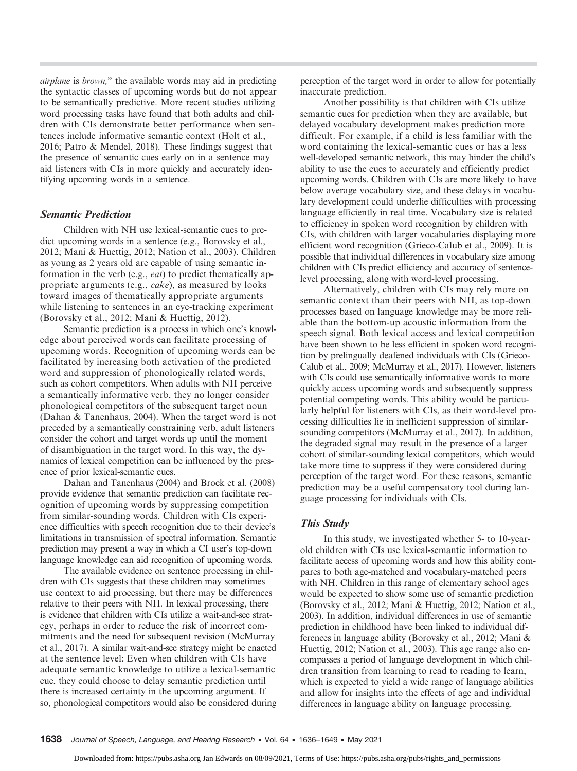*airplane* is *brown*," the available words may aid in predicting the syntactic classes of upcoming words but do not appear to be semantically predictive. More recent studies utilizing word processing tasks have found that both adults and children with CIs demonstrate better performance when sentences include informative semantic context (Holt et al., 2016; Patro & Mendel, 2018). These findings suggest that the presence of semantic cues early on in a sentence may aid listeners with CIs in more quickly and accurately identifying upcoming words in a sentence.

### *Semantic Prediction*

Children with NH use lexical-semantic cues to predict upcoming words in a sentence (e.g., Borovsky et al., 2012; Mani & Huettig, 2012; Nation et al., 2003). Children as young as 2 years old are capable of using semantic information in the verb (e.g., *eat*) to predict thematically appropriate arguments (e.g., *cake*), as measured by looks toward images of thematically appropriate arguments while listening to sentences in an eye-tracking experiment (Borovsky et al., 2012; Mani & Huettig, 2012).

Semantic prediction is a process in which one's knowledge about perceived words can facilitate processing of upcoming words. Recognition of upcoming words can be facilitated by increasing both activation of the predicted word and suppression of phonologically related words, such as cohort competitors. When adults with NH perceive a semantically informative verb, they no longer consider phonological competitors of the subsequent target noun (Dahan & Tanenhaus, 2004). When the target word is not preceded by a semantically constraining verb, adult listeners consider the cohort and target words up until the moment of disambiguation in the target word. In this way, the dynamics of lexical competition can be influenced by the presence of prior lexical-semantic cues.

Dahan and Tanenhaus (2004) and Brock et al. (2008) provide evidence that semantic prediction can facilitate recognition of upcoming words by suppressing competition from similar-sounding words. Children with CIs experience difficulties with speech recognition due to their device's limitations in transmission of spectral information. Semantic prediction may present a way in which a CI user's top-down language knowledge can aid recognition of upcoming words.

The available evidence on sentence processing in children with CIs suggests that these children may sometimes use context to aid processing, but there may be differences relative to their peers with NH. In lexical processing, there is evidence that children with CIs utilize a wait-and-see strategy, perhaps in order to reduce the risk of incorrect commitments and the need for subsequent revision (McMurray et al., 2017). A similar wait-and-see strategy might be enacted at the sentence level: Even when children with CIs have adequate semantic knowledge to utilize a lexical-semantic cue, they could choose to delay semantic prediction until there is increased certainty in the upcoming argument. If so, phonological competitors would also be considered during perception of the target word in order to allow for potentially inaccurate prediction.

Another possibility is that children with CIs utilize semantic cues for prediction when they are available, but delayed vocabulary development makes prediction more difficult. For example, if a child is less familiar with the word containing the lexical-semantic cues or has a less well-developed semantic network, this may hinder the child's ability to use the cues to accurately and efficiently predict upcoming words. Children with CIs are more likely to have below average vocabulary size, and these delays in vocabulary development could underlie difficulties with processing language efficiently in real time. Vocabulary size is related to efficiency in spoken word recognition by children with CIs, with children with larger vocabularies displaying more efficient word recognition (Grieco-Calub et al., 2009). It is possible that individual differences in vocabulary size among children with CIs predict efficiency and accuracy of sentence-level processing, along with word-level processing.

Alternatively, children with CIs may rely more on semantic context than their peers with NH, as top-down processes based on language knowledge may be more reliable than the bottom-up acoustic information from the speech signal. Both lexical access and lexical competition have been shown to be less efficient in spoken word recognition by prelingually deafened individuals with CIs (Grieco-Calub et al., 2009; McMurray et al., 2017). However, listeners with CIs could use semantically informative words to more quickly access upcoming words and subsequently suppress potential competing words. This ability would be particularly helpful for listeners with CIs, as their word-level processing difficulties lie in inefficient suppression of similar-sounding competitors (McMurray et al., 2017). In addition, the degraded signal may result in the presence of a larger cohort of similar-sounding lexical competitors, which would take more time to suppress if they were considered during perception of the target word. For these reasons, semantic prediction may be a useful compensatory tool during language processing for individuals with CIs.

### *This Study*

In this study, we investigated whether 5- to 10-year-old children with CIs use lexical-semantic information to facilitate access of upcoming words and how this ability compares to both age-matched and vocabulary-matched peers with NH. Children in this range of elementary school ages would be expected to show some use of semantic prediction (Borovsky et al., 2012; Mani & Huettig, 2012; Nation et al., 2003). In addition, individual differences in use of semantic prediction in childhood have been linked to individual differences in language ability (Borovsky et al., 2012; Mani & Huettig, 2012; Nation et al., 2003). This age range also encompasses a period of language development in which children transition from learning to read to reading to learn, which is expected to yield a wide range of language abilities and allow for insights into the effects of age and individual differences in language ability on language processing.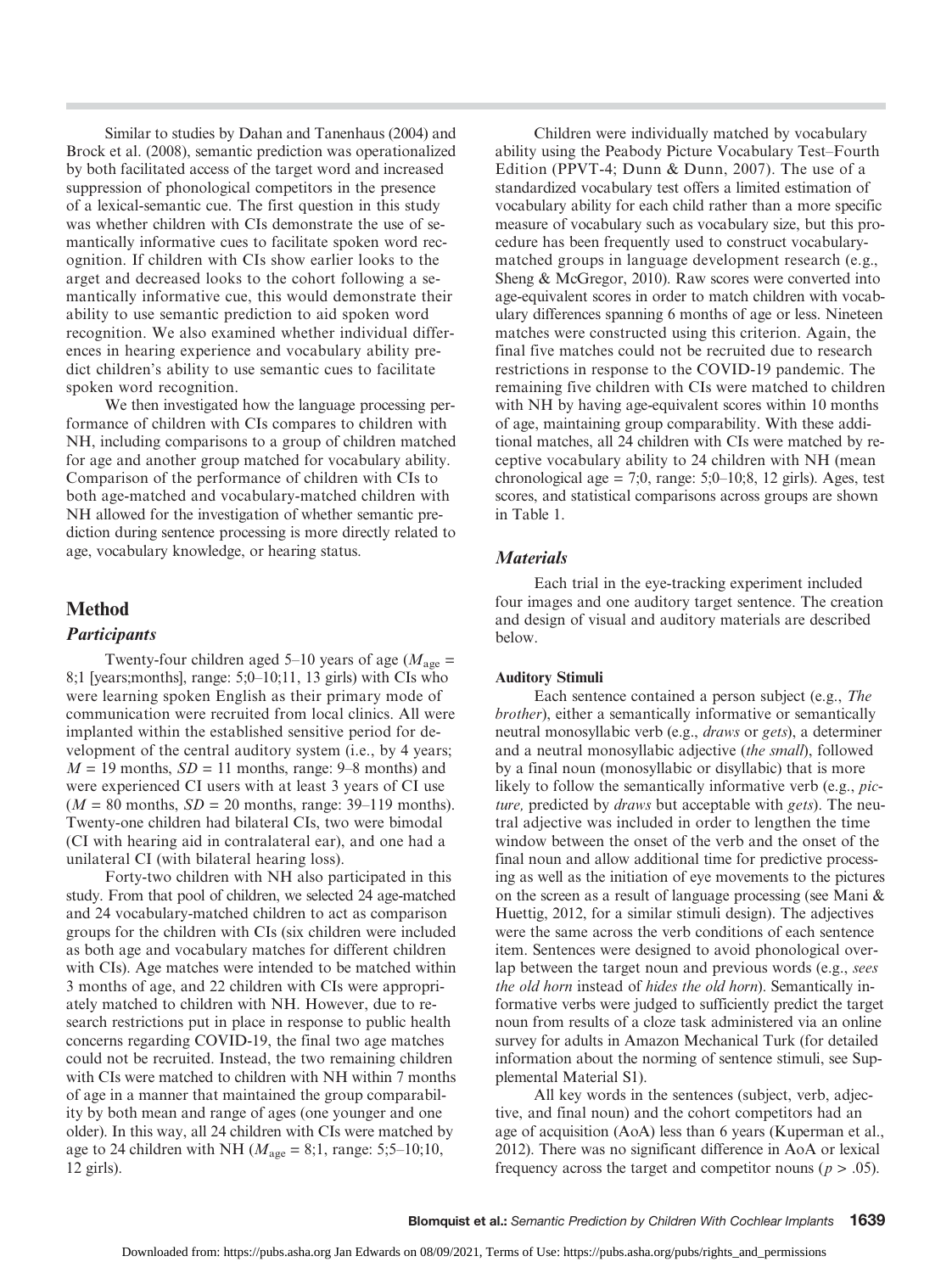Similar to studies by Dahan and Tanenhaus (2004) and Brock et al. (2008), semantic prediction was operationalized by both facilitated access of the target word and increased suppression of phonological competitors in the presence of a lexical-semantic cue. The first question in this study was whether children with CIs demonstrate the use of semantically informative cues to facilitate spoken word recognition. If children with CIs show earlier looks to the arget and decreased looks to the cohort following a semantically informative cue, this would demonstrate their ability to use semantic prediction to aid spoken word recognition. We also examined whether individual differences in hearing experience and vocabulary ability predict children's ability to use semantic cues to facilitate spoken word recognition.

We then investigated how the language processing performance of children with CIs compares to children with NH, including comparisons to a group of children matched for age and another group matched for vocabulary ability. Comparison of the performance of children with CIs to both age-matched and vocabulary-matched children with NH allowed for the investigation of whether semantic prediction during sentence processing is more directly related to age, vocabulary knowledge, or hearing status.

## Method

### *Participants*

Twenty-four children aged 5–10 years of age ($M_{age}$ = 8;1 [years;months], range: 5;0–10;11, 13 girls) with CIs who were learning spoken English as their primary mode of communication were recruited from local clinics. All were implanted within the established sensitive period for development of the central auditory system (i.e., by 4 years; $M$ = 19 months, $SD$ = 11 months, range: 9–8 months) and were experienced CI users with at least 3 years of CI use ($M$ = 80 months, $SD$ = 20 months, range: 39–119 months). Twenty-one children had bilateral CIs, two were bimodal (CI with hearing aid in contralateral ear), and one had a unilateral CI (with bilateral hearing loss).

Forty-two children with NH also participated in this study. From that pool of children, we selected 24 age-matched and 24 vocabulary-matched children to act as comparison groups for the children with CIs (six children were included as both age and vocabulary matches for different children with CIs). Age matches were intended to be matched within 3 months of age, and 22 children with CIs were appropriately matched to children with NH. However, due to research restrictions put in place in response to public health concerns regarding COVID-19, the final two age matches could not be recruited. Instead, the two remaining children with CIs were matched to children with NH within 7 months of age in a manner that maintained the group comparability by both mean and range of ages (one younger and one older). In this way, all 24 children with CIs were matched by age to 24 children with NH ($M_{age}$ = 8;1, range: 5;5–10;10, 12 girls).

Children were individually matched by vocabulary ability using the Peabody Picture Vocabulary Test–Fourth Edition (PPVT-4; Dunn & Dunn, 2007). The use of a standardized vocabulary test offers a limited estimation of vocabulary ability for each child rather than a more specific measure of vocabulary such as vocabulary size, but this procedure has been frequently used to construct vocabulary-matched groups in language development research (e.g., Sheng & McGregor, 2010). Raw scores were converted into age-equivalent scores in order to match children with vocabulary differences spanning 6 months of age or less. Nineteen matches were constructed using this criterion. Again, the final five matches could not be recruited due to research restrictions in response to the COVID-19 pandemic. The remaining five children with CIs were matched to children with NH by having age-equivalent scores within 10 months of age, maintaining group comparability. With these additional matches, all 24 children with CIs were matched by receptive vocabulary ability to 24 children with NH (mean chronological age = 7;0, range: 5;0–10;8, 12 girls). Ages, test scores, and statistical comparisons across groups are shown in Table 1.

### *Materials*

Each trial in the eye-tracking experiment included four images and one auditory target sentence. The creation and design of visual and auditory materials are described below.

#### Auditory Stimuli

Each sentence contained a person subject (e.g., *The brother*), either a semantically informative or semantically neutral monosyllabic verb (e.g., *draws* or *gets*), a determiner and a neutral monosyllabic adjective (*the small*), followed by a final noun (monosyllabic or disyllabic) that is more likely to follow the semantically informative verb (e.g., *picture,* predicted by *draws* but acceptable with *gets*). The neutral adjective was included in order to lengthen the time window between the onset of the verb and the onset of the final noun and allow additional time for predictive processing as well as the initiation of eye movements to the pictures on the screen as a result of language processing (see Mani & Huettig, 2012, for a similar stimuli design). The adjectives were the same across the verb conditions of each sentence item. Sentences were designed to avoid phonological overlap between the target noun and previous words (e.g., *sees the old horn* instead of *hides the old horn*). Semantically informative verbs were judged to sufficiently predict the target noun from results of a cloze task administered via an online survey for adults in Amazon Mechanical Turk (for detailed information about the norming of sentence stimuli, see Supplemental Material S1).

All key words in the sentences (subject, verb, adjective, and final noun) and the cohort competitors had an age of acquisition (AoA) less than 6 years (Kuperman et al., 2012). There was no significant difference in AoA or lexical frequency across the target and competitor nouns ($p$ > .05).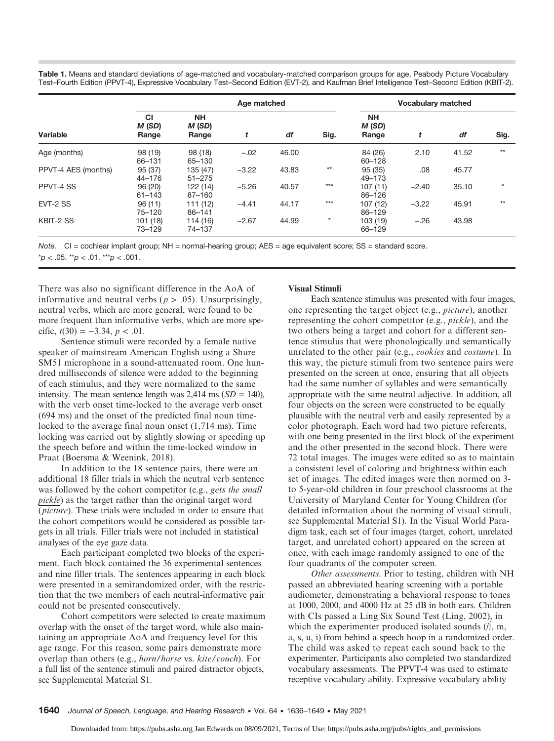**Table 1.** Means and standard deviations of age-matched and vocabulary-matched comparison groups for age, Peabody Picture Vocabulary Test–Fourth Edition (PPVT-4), Expressive Vocabulary Test–Second Edition (EVT-2), and Kaufman Brief Intelligence Test–Second Edition (KBIT-2).

| | Age matched | | | | | Vocabulary matched | | | |
|---|---|---|---|---|---|---|---|---|---|
| Variable | CI *M* (*SD*) Range | NH *M* (*SD*) Range | *t* | *df* | Sig. | NH *M* (*SD*) Range | *t* | *df* | Sig. |
| Age (months) | 98 (19) 66–131 | 98 (18) 65–130 | −.02 | 46.00 | | 84 (26) 60–128 | 2.10 | 41.52 | ** |
| PPVT-4 AES (months) | 95 (37) 44–176 | 135 (47) 51–275 | −3.22 | 43.83 | ** | 95 (35) 49–173 | .08 | 45.77 | |
| PPVT-4 SS | 96 (20) 61–143 | 122 (14) 87–160 | −5.26 | 40.57 | *** | 107 (11) 86–126 | −2.40 | 35.10 | * |
| EVT-2 SS | 96 (11) 75–120 | 111 (12) 86–141 | −4.41 | 44.17 | *** | 107 (12) 86–129 | −3.22 | 45.91 | ** |
| KBIT-2 SS | 101 (18) 73–129 | 114 (16) 74–137 | −2.67 | 44.99 | * | 103 (19) 66–129 | −.26 | 43.98 | |

*Note.* CI = cochlear implant group; NH = normal-hearing group; AES = age equivalent score; SS = standard score.
*$p < .05$. **$p < .01$. ***$p < .001$.

There was also no significant difference in the AoA of informative and neutral verbs ($p > .05$). Unsurprisingly, neutral verbs, which are more general, were found to be more frequent than informative verbs, which are more specific, $t(30) = −3.34$, $p < .01$.

Sentence stimuli were recorded by a female native speaker of mainstream American English using a Shure SM51 microphone in a sound-attenuated room. One hundred milliseconds of silence were added to the beginning of each stimulus, and they were normalized to the same intensity. The mean sentence length was 2,414 ms ($SD = 140$), with the verb onset time-locked to the average verb onset (694 ms) and the onset of the predicted final noun time-locked to the average final noun onset (1,714 ms). Time locking was carried out by slightly slowing or speeding up the speech before and within the time-locked window in Praat (Boersma & Weenink, 2018).

In addition to the 18 sentence pairs, there were an additional 18 filler trials in which the neutral verb sentence was followed by the cohort competitor (e.g., *gets the small pickle*) as the target rather than the original target word (*picture*). These trials were included in order to ensure that the cohort competitors would be considered as possible targets in all trials. Filler trials were not included in statistical analyses of the eye gaze data.

Each participant completed two blocks of the experiment. Each block contained the 36 experimental sentences and nine filler trials. The sentences appearing in each block were presented in a semirandomized order, with the restriction that the two members of each neutral-informative pair could not be presented consecutively.

Cohort competitors were selected to create maximum overlap with the onset of the target word, while also maintaining an appropriate AoA and frequency level for this age range. For this reason, some pairs demonstrate more overlap than others (e.g., *horn/horse* vs. *kite/couch*). For a full list of the sentence stimuli and paired distractor objects, see Supplemental Material S1.

**Visual Stimuli**

Each sentence stimulus was presented with four images, one representing the target object (e.g., *picture*), another representing the cohort competitor (e.g., *pickle*), and the two others being a target and cohort for a different sentence stimulus that were phonologically and semantically unrelated to the other pair (e.g., *cookies* and *costume*). In this way, the picture stimuli from two sentence pairs were presented on the screen at once, ensuring that all objects had the same number of syllables and were semantically appropriate with the same neutral adjective. In addition, all four objects on the screen were constructed to be equally plausible with the neutral verb and easily represented by a color photograph. Each word had two picture referents, with one being presented in the first block of the experiment and the other presented in the second block. There were 72 total images. The images were edited so as to maintain a consistent level of coloring and brightness within each set of images. The edited images were then normed on 3- to 5-year-old children in four preschool classrooms at the University of Maryland Center for Young Children (for detailed information about the norming of visual stimuli, see Supplemental Material S1). In the Visual World Paradigm task, each set of four images (target, cohort, unrelated target, and unrelated cohort) appeared on the screen at once, with each image randomly assigned to one of the four quadrants of the computer screen.

*Other assessments*. Prior to testing, children with NH passed an abbreviated hearing screening with a portable audiometer, demonstrating a behavioral response to tones at 1000, 2000, and 4000 Hz at 25 dB in both ears. Children with CIs passed a Ling Six Sound Test (Ling, 2002), in which the experimenter produced isolated sounds (/ʃ, m, a, s, u, i) from behind a speech hoop in a randomized order. The child was asked to repeat each sound back to the experimenter. Participants also completed two standardized vocabulary assessments. The PPVT-4 was used to estimate receptive vocabulary ability. Expressive vocabulary ability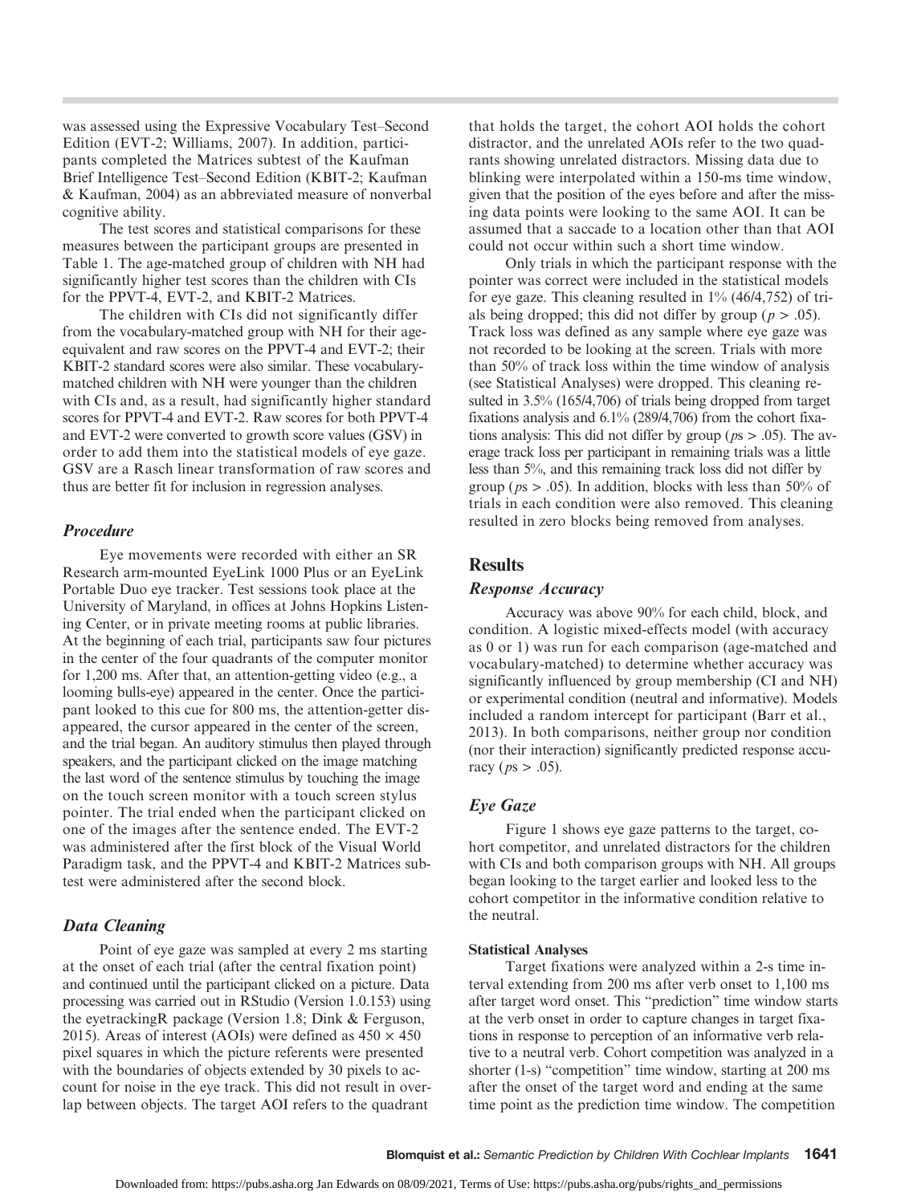was assessed using the Expressive Vocabulary Test–Second Edition (EVT-2; Williams, 2007). In addition, participants completed the Matrices subtest of the Kaufman Brief Intelligence Test–Second Edition (KBIT-2; Kaufman & Kaufman, 2004) as an abbreviated measure of nonverbal cognitive ability.

The test scores and statistical comparisons for these measures between the participant groups are presented in Table 1. The age-matched group of children with NH had significantly higher test scores than the children with CIs for the PPVT-4, EVT-2, and KBIT-2 Matrices.

The children with CIs did not significantly differ from the vocabulary-matched group with NH for their age-equivalent and raw scores on the PPVT-4 and EVT-2; their KBIT-2 standard scores were also similar. These vocabulary-matched children with NH were younger than the children with CIs and, as a result, had significantly higher standard scores for PPVT-4 and EVT-2. Raw scores for both PPVT-4 and EVT-2 were converted to growth score values (GSV) in order to add them into the statistical models of eye gaze. GSV are a Rasch linear transformation of raw scores and thus are better fit for inclusion in regression analyses.

### *Procedure*

Eye movements were recorded with either an SR Research arm-mounted EyeLink 1000 Plus or an EyeLink Portable Duo eye tracker. Test sessions took place at the University of Maryland, in offices at Johns Hopkins Listening Center, or in private meeting rooms at public libraries. At the beginning of each trial, participants saw four pictures in the center of the four quadrants of the computer monitor for 1,200 ms. After that, an attention-getting video (e.g., a looming bulls-eye) appeared in the center. Once the participant looked to this cue for 800 ms, the attention-getter disappeared, the cursor appeared in the center of the screen, and the trial began. An auditory stimulus then played through speakers, and the participant clicked on the image matching the last word of the sentence stimulus by touching the image on the touch screen monitor with a touch screen stylus pointer. The trial ended when the participant clicked on one of the images after the sentence ended. The EVT-2 was administered after the first block of the Visual World Paradigm task, and the PPVT-4 and KBIT-2 Matrices subtest were administered after the second block.

### *Data Cleaning*

Point of eye gaze was sampled at every 2 ms starting at the onset of each trial (after the central fixation point) and continued until the participant clicked on a picture. Data processing was carried out in RStudio (Version 1.0.153) using the eyetrackingR package (Version 1.8; Dink & Ferguson, 2015). Areas of interest (AOIs) were defined as $450 \times 450$ pixel squares in which the picture referents were presented with the boundaries of objects extended by 30 pixels to account for noise in the eye track. This did not result in overlap between objects. The target AOI refers to the quadrant that holds the target, the cohort AOI holds the cohort distractor, and the unrelated AOIs refer to the two quadrants showing unrelated distractors. Missing data due to blinking were interpolated within a 150-ms time window, given that the position of the eyes before and after the missing data points were looking to the same AOI. It can be assumed that a saccade to a location other than that AOI could not occur within such a short time window.

Only trials in which the participant response with the pointer was correct were included in the statistical models for eye gaze. This cleaning resulted in 1% (46/4,752) of trials being dropped; this did not differ by group ($p > .05$). Track loss was defined as any sample where eye gaze was not recorded to be looking at the screen. Trials with more than 50% of track loss within the time window of analysis (see Statistical Analyses) were dropped. This cleaning resulted in 3.5% (165/4,706) of trials being dropped from target fixations analysis and 6.1% (289/4,706) from the cohort fixations analysis: This did not differ by group ($p$s > .05). The average track loss per participant in remaining trials was a little less than 5%, and this remaining track loss did not differ by group ($p$s > .05). In addition, blocks with less than 50% of trials in each condition were also removed. This cleaning resulted in zero blocks being removed from analyses.

## Results

### *Response Accuracy*

Accuracy was above 90% for each child, block, and condition. A logistic mixed-effects model (with accuracy as 0 or 1) was run for each comparison (age-matched and vocabulary-matched) to determine whether accuracy was significantly influenced by group membership (CI and NH) or experimental condition (neutral and informative). Models included a random intercept for participant (Barr et al., 2013). In both comparisons, neither group nor condition (nor their interaction) significantly predicted response accuracy ($p$s > .05).

### *Eye Gaze*

Figure 1 shows eye gaze patterns to the target, cohort competitor, and unrelated distractors for the children with CIs and both comparison groups with NH. All groups began looking to the target earlier and looked less to the cohort competitor in the informative condition relative to the neutral.

#### Statistical Analyses

Target fixations were analyzed within a 2-s time interval extending from 200 ms after verb onset to 1,100 ms after target word onset. This "prediction" time window starts at the verb onset in order to capture changes in target fixations in response to perception of an informative verb relative to a neutral verb. Cohort competition was analyzed in a shorter (1-s) "competition" time window, starting at 200 ms after the onset of the target word and ending at the same time point as the prediction time window. The competition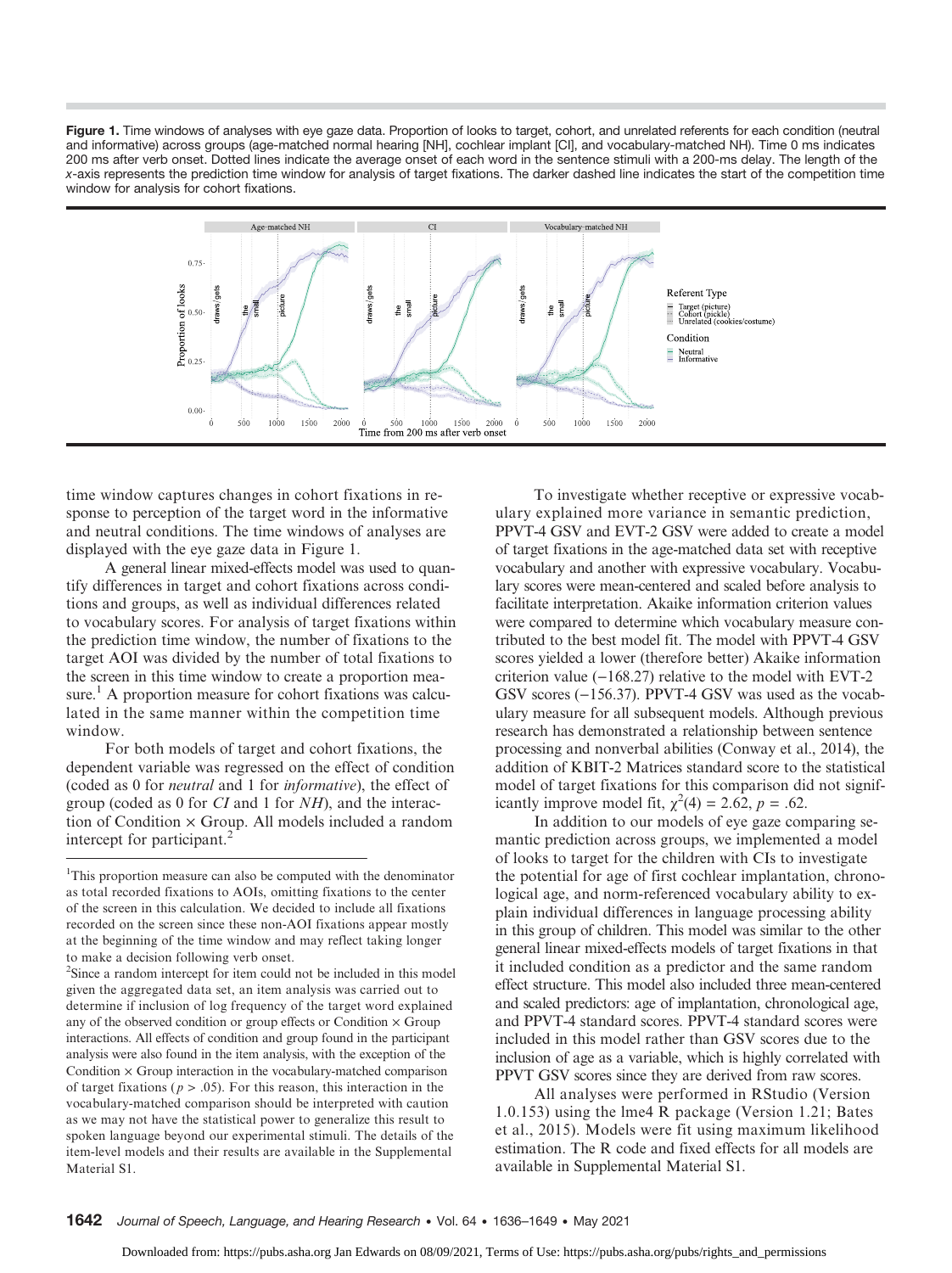**Figure 1.** Time windows of analyses with eye gaze data. Proportion of looks to target, cohort, and unrelated referents for each condition (neutral and informative) across groups (age-matched normal hearing [NH], cochlear implant [CI], and vocabulary-matched NH). Time 0 ms indicates 200 ms after verb onset. Dotted lines indicate the average onset of each word in the sentence stimuli with a 200-ms delay. The length of the x-axis represents the prediction time window for analysis of target fixations. The darker dashed line indicates the start of the competition time window for analysis for cohort fixations.

time window captures changes in cohort fixations in response to perception of the target word in the informative and neutral conditions. The time windows of analyses are displayed with the eye gaze data in Figure 1.

A general linear mixed-effects model was used to quantify differences in target and cohort fixations across conditions and groups, as well as individual differences related to vocabulary scores. For analysis of target fixations within the prediction time window, the number of fixations to the target AOI was divided by the number of total fixations to the screen in this time window to create a proportion measure.[1] A proportion measure for cohort fixations was calculated in the same manner within the competition time window.

For both models of target and cohort fixations, the dependent variable was regressed on the effect of condition (coded as 0 for *neutral* and 1 for *informative*), the effect of group (coded as 0 for *CI* and 1 for *NH*), and the interaction of Condition × Group. All models included a random intercept for participant.[2]

To investigate whether receptive or expressive vocabulary explained more variance in semantic prediction, PPVT-4 GSV and EVT-2 GSV were added to create a model of target fixations in the age-matched data set with receptive vocabulary and another with expressive vocabulary. Vocabulary scores were mean-centered and scaled before analysis to facilitate interpretation. Akaike information criterion values were compared to determine which vocabulary measure contributed to the best model fit. The model with PPVT-4 GSV scores yielded a lower (therefore better) Akaike information criterion value (−168.27) relative to the model with EVT-2 GSV scores (−156.37). PPVT-4 GSV was used as the vocabulary measure for all subsequent models. Although previous research has demonstrated a relationship between sentence processing and nonverbal abilities (Conway et al., 2014), the addition of KBIT-2 Matrices standard score to the statistical model of target fixations for this comparison did not significantly improve model fit, $\chi^2(4) = 2.62$, $p = .62$.

In addition to our models of eye gaze comparing semantic prediction across groups, we implemented a model of looks to target for the children with CIs to investigate the potential for age of first cochlear implantation, chronological age, and norm-referenced vocabulary ability to explain individual differences in language processing ability in this group of children. This model was similar to the other general linear mixed-effects models of target fixations in that it included condition as a predictor and the same random effect structure. This model also included three mean-centered and scaled predictors: age of implantation, chronological age, and PPVT-4 standard scores. PPVT-4 standard scores were included in this model rather than GSV scores due to the inclusion of age as a variable, which is highly correlated with PPVT GSV scores since they are derived from raw scores.

All analyses were performed in RStudio (Version 1.0.153) using the lme4 R package (Version 1.21; Bates et al., 2015). Models were fit using maximum likelihood estimation. The R code and fixed effects for all models are available in Supplemental Material S1.

[1] This proportion measure can also be computed with the denominator as total recorded fixations to AOIs, omitting fixations to the center of the screen in this calculation. We decided to include all fixations recorded on the screen since these non-AOI fixations appear mostly at the beginning of the time window and may reflect taking longer to make a decision following verb onset.

[2] Since a random intercept for item could not be included in this model given the aggregated data set, an item analysis was carried out to determine if inclusion of log frequency of the target word explained any of the observed condition or group effects or Condition × Group interactions. All effects of condition and group found in the participant analysis were also found in the item analysis, with the exception of the Condition × Group interaction in the vocabulary-matched comparison of target fixations ($p > .05$). For this reason, this interaction in the vocabulary-matched comparison should be interpreted with caution as we may not have the statistical power to generalize this result to spoken language beyond our experimental stimuli. The details of the item-level models and their results are available in the Supplemental Material S1.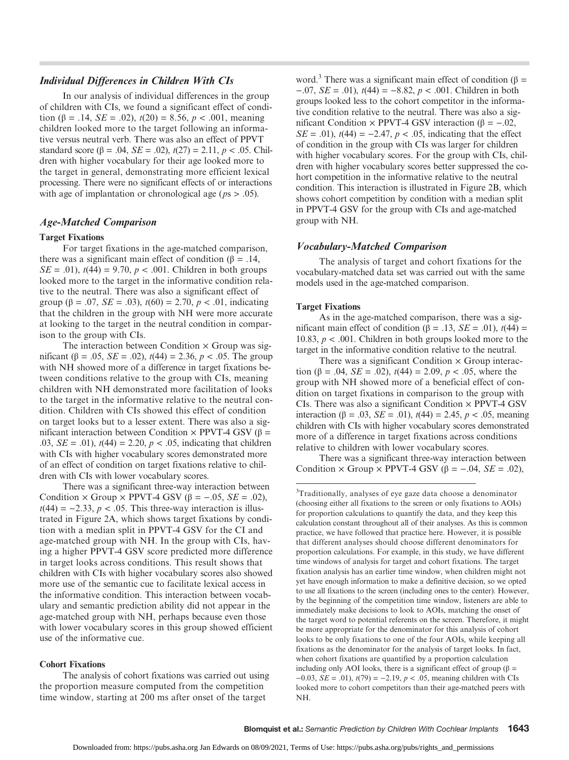### *Individual Differences in Children With CIs*

In our analysis of individual differences in the group of children with CIs, we found a significant effect of condition ($\beta = .14$, $SE = .02$), $t(20) = 8.56$, $p < .001$, meaning children looked more to the target following an informative versus neutral verb. There was also an effect of PPVT standard score ($\beta = .04$, $SE = .02$), $t(27) = 2.11$, $p < .05$. Children with higher vocabulary for their age looked more to the target in general, demonstrating more efficient lexical processing. There were no significant effects of or interactions with age of implantation or chronological age ($ps > .05$).

### *Age-Matched Comparison*

#### Target Fixations

For target fixations in the age-matched comparison, there was a significant main effect of condition ($\beta = .14$, $SE = .01$), $t(44) = 9.70$, $p < .001$. Children in both groups looked more to the target in the informative condition relative to the neutral. There was also a significant effect of group ($\beta = .07$, $SE = .03$), $t(60) = 2.70$, $p < .01$, indicating that the children in the group with NH were more accurate at looking to the target in the neutral condition in comparison to the group with CIs.

The interaction between Condition × Group was significant ($\beta = .05$, $SE = .02$), $t(44) = 2.36$, $p < .05$. The group with NH showed more of a difference in target fixations between conditions relative to the group with CIs, meaning children with NH demonstrated more facilitation of looks to the target in the informative relative to the neutral condition. Children with CIs showed this effect of condition on target looks but to a lesser extent. There was also a significant interaction between Condition × PPVT-4 GSV ($\beta = .03$, $SE = .01$), $t(44) = 2.20$, $p < .05$, indicating that children with CIs with higher vocabulary scores demonstrated more of an effect of condition on target fixations relative to children with CIs with lower vocabulary scores.

There was a significant three-way interaction between Condition × Group × PPVT-4 GSV ($\beta = -.05$, $SE = .02$), $t(44) = -2.33$, $p < .05$. This three-way interaction is illustrated in Figure 2A, which shows target fixations by condition with a median split in PPVT-4 GSV for the CI and age-matched group with NH. In the group with CIs, having a higher PPVT-4 GSV score predicted more difference in target looks across conditions. This result shows that children with CIs with higher vocabulary scores also showed more use of the semantic cue to facilitate lexical access in the informative condition. This interaction between vocabulary and semantic prediction ability did not appear in the age-matched group with NH, perhaps because even those with lower vocabulary scores in this group showed efficient use of the informative cue.

#### Cohort Fixations

The analysis of cohort fixations was carried out using the proportion measure computed from the competition time window, starting at 200 ms after onset of the target word.[3] There was a significant main effect of condition ($\beta = -.07$, $SE = .01$), $t(44) = -8.82$, $p < .001$. Children in both groups looked less to the cohort competitor in the informative condition relative to the neutral. There was also a significant Condition × PPVT-4 GSV interaction ($\beta = -.02$, $SE = .01$), $t(44) = -2.47$, $p < .05$, indicating that the effect of condition in the group with CIs was larger for children with higher vocabulary scores. For the group with CIs, children with higher vocabulary scores better suppressed the cohort competition in the informative relative to the neutral condition. This interaction is illustrated in Figure 2B, which shows cohort competition by condition with a median split in PPVT-4 GSV for the group with CIs and age-matched group with NH.

### *Vocabulary-Matched Comparison*

The analysis of target and cohort fixations for the vocabulary-matched data set was carried out with the same models used in the age-matched comparison.

#### Target Fixations

As in the age-matched comparison, there was a significant main effect of condition ($\beta = .13$, $SE = .01$), $t(44) = 10.83$, $p < .001$. Children in both groups looked more to the target in the informative condition relative to the neutral.

There was a significant Condition × Group interaction ($\beta = .04$, $SE = .02$), $t(44) = 2.09$, $p < .05$, where the group with NH showed more of a beneficial effect of condition on target fixations in comparison to the group with CIs. There was also a significant Condition × PPVT-4 GSV interaction ($\beta = .03$, $SE = .01$), $t(44) = 2.45$, $p < .05$, meaning children with CIs with higher vocabulary scores demonstrated more of a difference in target fixations across conditions relative to children with lower vocabulary scores.

There was a significant three-way interaction between Condition × Group × PPVT-4 GSV ($\beta = -.04$, $SE = .02$),

[3]Traditionally, analyses of eye gaze data choose a denominator (choosing either all fixations to the screen or only fixations to AOIs) for proportion calculations to quantify the data, and they keep this calculation constant throughout all of their analyses. As this is common practice, we have followed that practice here. However, it is possible that different analyses should choose different denominators for proportion calculations. For example, in this study, we have different time windows of analysis for target and cohort fixations. The target fixation analysis has an earlier time window, when children might not yet have enough information to make a definitive decision, so we opted to use all fixations to the screen (including ones to the center). However, by the beginning of the competition time window, listeners are able to immediately make decisions to look to AOIs, matching the onset of the target word to potential referents on the screen. Therefore, it might be more appropriate for the denominator for this analysis of cohort looks to be only fixations to one of the four AOIs, while keeping all fixations as the denominator for the analysis of target looks. In fact, when cohort fixations are quantified by a proportion calculation including only AOI looks, there is a significant effect of group ($\beta = -0.03$, $SE = .01$), $t(79) = -2.19$, $p < .05$, meaning children with CIs looked more to cohort competitors than their age-matched peers with NH.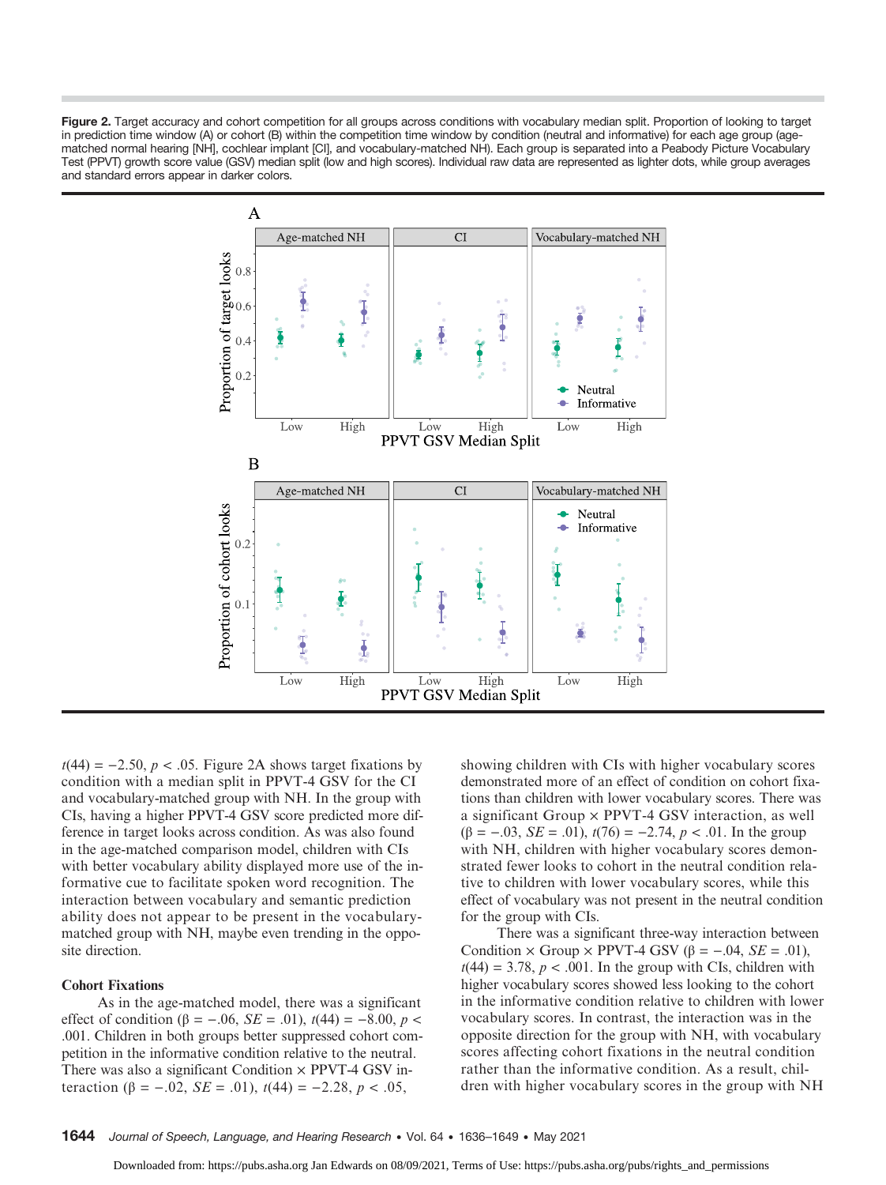**Figure 2.** Target accuracy and cohort competition for all groups across conditions with vocabulary median split. Proportion of looking to target in prediction time window (A) or cohort (B) within the competition time window by condition (neutral and informative) for each age group (age-matched normal hearing [NH], cochlear implant [CI], and vocabulary-matched NH). Each group is separated into a Peabody Picture Vocabulary Test (PPVT) growth score value (GSV) median split (low and high scores). Individual raw data are represented as lighter dots, while group averages and standard errors appear in darker colors.

$t(44) = -2.50$, $p < .05$. Figure 2A shows target fixations by condition with a median split in PPVT-4 GSV for the CI and vocabulary-matched group with NH. In the group with CIs, having a higher PPVT-4 GSV score predicted more difference in target looks across condition. As was also found in the age-matched comparison model, children with CIs with better vocabulary ability displayed more use of the informative cue to facilitate spoken word recognition. The interaction between vocabulary and semantic prediction ability does not appear to be present in the vocabulary-matched group with NH, maybe even trending in the opposite direction.

**Cohort Fixations**

As in the age-matched model, there was a significant effect of condition ($\beta = -.06$, $SE = .01$), $t(44) = -8.00$, $p < .001$. Children in both groups better suppressed cohort competition in the informative condition relative to the neutral. There was also a significant Condition × PPVT-4 GSV interaction ($\beta = -.02$, $SE = .01$), $t(44) = -2.28$, $p < .05$, showing children with CIs with higher vocabulary scores demonstrated more of an effect of condition on cohort fixations than children with lower vocabulary scores. There was a significant Group × PPVT-4 GSV interaction, as well ($\beta = -.03$, $SE = .01$), $t(76) = -2.74$, $p < .01$. In the group with NH, children with higher vocabulary scores demonstrated fewer looks to cohort in the neutral condition relative to children with lower vocabulary scores, while this effect of vocabulary was not present in the neutral condition for the group with CIs.

There was a significant three-way interaction between Condition × Group × PPVT-4 GSV ($\beta = -.04$, $SE = .01$), $t(44) = 3.78$, $p < .001$. In the group with CIs, children with higher vocabulary scores showed less looking to the cohort in the informative condition relative to children with lower vocabulary scores. In contrast, the interaction was in the opposite direction for the group with NH, with vocabulary scores affecting cohort fixations in the neutral condition rather than the informative condition. As a result, children with higher vocabulary scores in the group with NH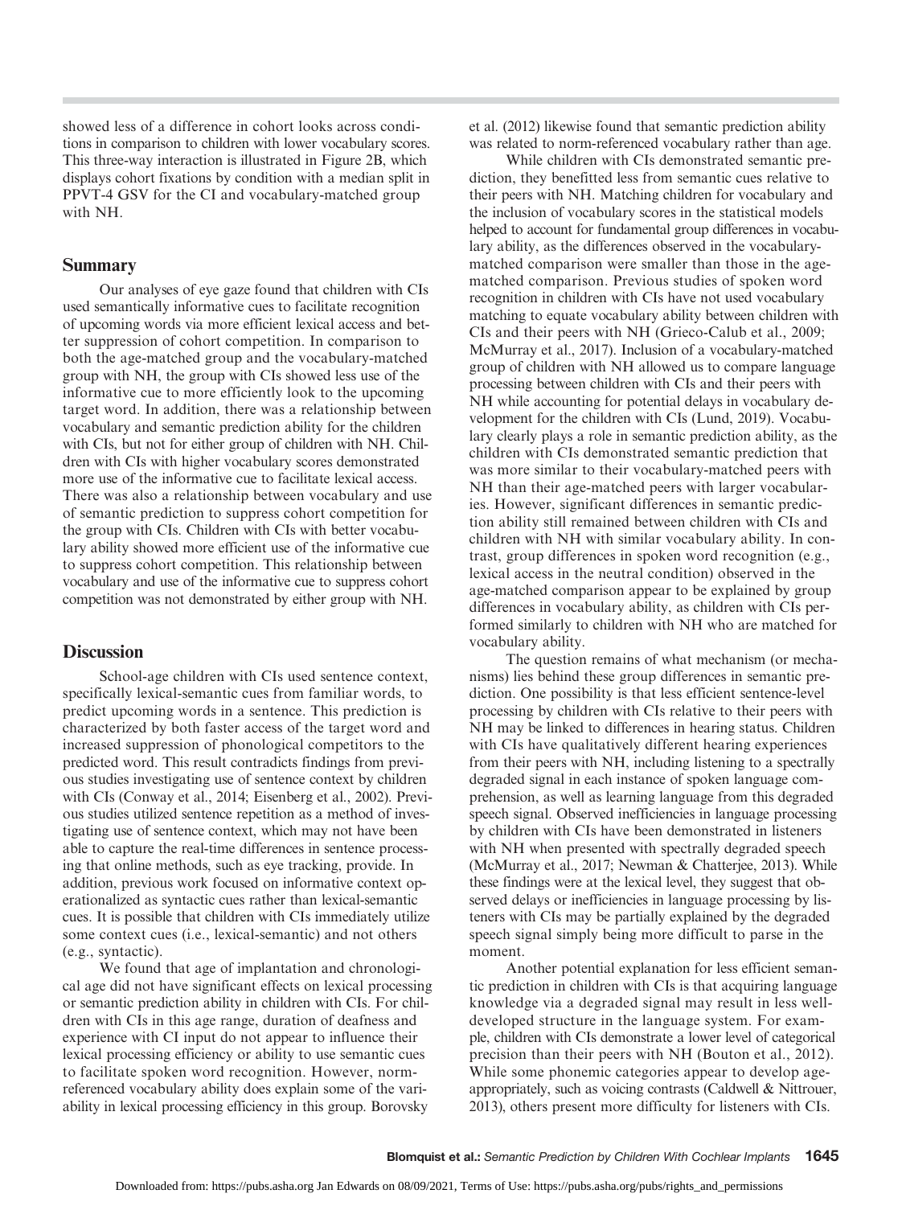showed less of a difference in cohort looks across conditions in comparison to children with lower vocabulary scores. This three-way interaction is illustrated in Figure 2B, which displays cohort fixations by condition with a median split in PPVT-4 GSV for the CI and vocabulary-matched group with NH.

## Summary

Our analyses of eye gaze found that children with CIs used semantically informative cues to facilitate recognition of upcoming words via more efficient lexical access and better suppression of cohort competition. In comparison to both the age-matched group and the vocabulary-matched group with NH, the group with CIs showed less use of the informative cue to more efficiently look to the upcoming target word. In addition, there was a relationship between vocabulary and semantic prediction ability for the children with CIs, but not for either group of children with NH. Children with CIs with higher vocabulary scores demonstrated more use of the informative cue to facilitate lexical access. There was also a relationship between vocabulary and use of semantic prediction to suppress cohort competition for the group with CIs. Children with CIs with better vocabulary ability showed more efficient use of the informative cue to suppress cohort competition. This relationship between vocabulary and use of the informative cue to suppress cohort competition was not demonstrated by either group with NH.

## Discussion

School-age children with CIs used sentence context, specifically lexical-semantic cues from familiar words, to predict upcoming words in a sentence. This prediction is characterized by both faster access of the target word and increased suppression of phonological competitors to the predicted word. This result contradicts findings from previous studies investigating use of sentence context by children with CIs (Conway et al., 2014; Eisenberg et al., 2002). Previous studies utilized sentence repetition as a method of investigating use of sentence context, which may not have been able to capture the real-time differences in sentence processing that online methods, such as eye tracking, provide. In addition, previous work focused on informative context operationalized as syntactic cues rather than lexical-semantic cues. It is possible that children with CIs immediately utilize some context cues (i.e., lexical-semantic) and not others (e.g., syntactic).

We found that age of implantation and chronological age did not have significant effects on lexical processing or semantic prediction ability in children with CIs. For children with CIs in this age range, duration of deafness and experience with CI input do not appear to influence their lexical processing efficiency or ability to use semantic cues to facilitate spoken word recognition. However, norm-referenced vocabulary ability does explain some of the variability in lexical processing efficiency in this group. Borovsky et al. (2012) likewise found that semantic prediction ability was related to norm-referenced vocabulary rather than age.

While children with CIs demonstrated semantic prediction, they benefitted less from semantic cues relative to their peers with NH. Matching children for vocabulary and the inclusion of vocabulary scores in the statistical models helped to account for fundamental group differences in vocabulary ability, as the differences observed in the vocabulary-matched comparison were smaller than those in the age-matched comparison. Previous studies of spoken word recognition in children with CIs have not used vocabulary matching to equate vocabulary ability between children with CIs and their peers with NH (Grieco-Calub et al., 2009; McMurray et al., 2017). Inclusion of a vocabulary-matched group of children with NH allowed us to compare language processing between children with CIs and their peers with NH while accounting for potential delays in vocabulary development for the children with CIs (Lund, 2019). Vocabulary clearly plays a role in semantic prediction ability, as the children with CIs demonstrated semantic prediction that was more similar to their vocabulary-matched peers with NH than their age-matched peers with larger vocabularies. However, significant differences in semantic prediction ability still remained between children with CIs and children with NH with similar vocabulary ability. In contrast, group differences in spoken word recognition (e.g., lexical access in the neutral condition) observed in the age-matched comparison appear to be explained by group differences in vocabulary ability, as children with CIs performed similarly to children with NH who are matched for vocabulary ability.

The question remains of what mechanism (or mechanisms) lies behind these group differences in semantic prediction. One possibility is that less efficient sentence-level processing by children with CIs relative to their peers with NH may be linked to differences in hearing status. Children with CIs have qualitatively different hearing experiences from their peers with NH, including listening to a spectrally degraded signal in each instance of spoken language comprehension, as well as learning language from this degraded speech signal. Observed inefficiencies in language processing by children with CIs have been demonstrated in listeners with NH when presented with spectrally degraded speech (McMurray et al., 2017; Newman & Chatterjee, 2013). While these findings were at the lexical level, they suggest that observed delays or inefficiencies in language processing by listeners with CIs may be partially explained by the degraded speech signal simply being more difficult to parse in the moment.

Another potential explanation for less efficient semantic prediction in children with CIs is that acquiring language knowledge via a degraded signal may result in less well-developed structure in the language system. For example, children with CIs demonstrate a lower level of categorical precision than their peers with NH (Bouton et al., 2012). While some phonemic categories appear to develop age-appropriately, such as voicing contrasts (Caldwell & Nittrouer, 2013), others present more difficulty for listeners with CIs.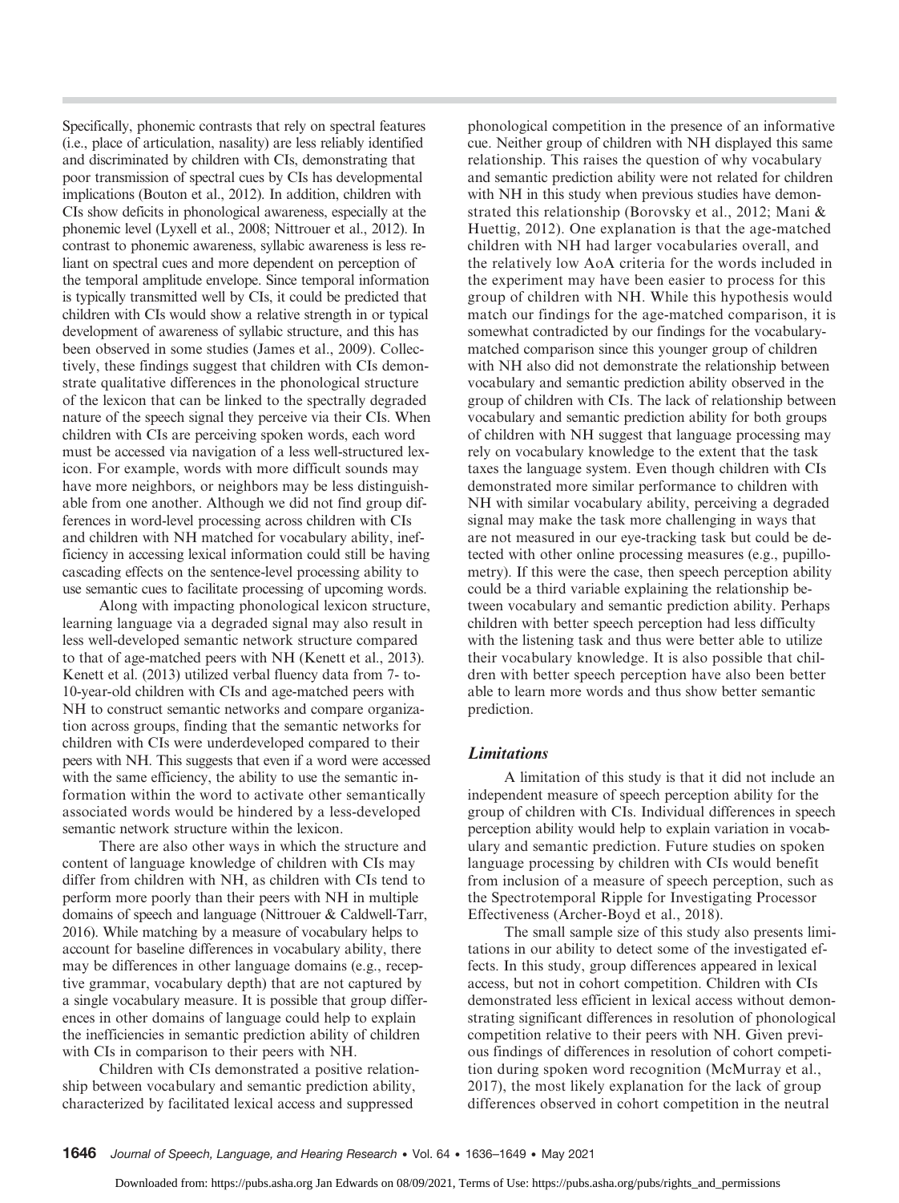Specifically, phonemic contrasts that rely on spectral features (i.e., place of articulation, nasality) are less reliably identified and discriminated by children with CIs, demonstrating that poor transmission of spectral cues by CIs has developmental implications (Bouton et al., 2012). In addition, children with CIs show deficits in phonological awareness, especially at the phonemic level (Lyxell et al., 2008; Nittrouer et al., 2012). In contrast to phonemic awareness, syllabic awareness is less reliant on spectral cues and more dependent on perception of the temporal amplitude envelope. Since temporal information is typically transmitted well by CIs, it could be predicted that children with CIs would show a relative strength in or typical development of awareness of syllabic structure, and this has been observed in some studies (James et al., 2009). Collectively, these findings suggest that children with CIs demonstrate qualitative differences in the phonological structure of the lexicon that can be linked to the spectrally degraded nature of the speech signal they perceive via their CIs. When children with CIs are perceiving spoken words, each word must be accessed via navigation of a less well-structured lexicon. For example, words with more difficult sounds may have more neighbors, or neighbors may be less distinguishable from one another. Although we did not find group differences in word-level processing across children with CIs and children with NH matched for vocabulary ability, inefficiency in accessing lexical information could still be having cascading effects on the sentence-level processing ability to use semantic cues to facilitate processing of upcoming words.

Along with impacting phonological lexicon structure, learning language via a degraded signal may also result in less well-developed semantic network structure compared to that of age-matched peers with NH (Kenett et al., 2013). Kenett et al. (2013) utilized verbal fluency data from 7- to-10-year-old children with CIs and age-matched peers with NH to construct semantic networks and compare organization across groups, finding that the semantic networks for children with CIs were underdeveloped compared to their peers with NH. This suggests that even if a word were accessed with the same efficiency, the ability to use the semantic information within the word to activate other semantically associated words would be hindered by a less-developed semantic network structure within the lexicon.

There are also other ways in which the structure and content of language knowledge of children with CIs may differ from children with NH, as children with CIs tend to perform more poorly than their peers with NH in multiple domains of speech and language (Nittrouer & Caldwell-Tarr, 2016). While matching by a measure of vocabulary helps to account for baseline differences in vocabulary ability, there may be differences in other language domains (e.g., receptive grammar, vocabulary depth) that are not captured by a single vocabulary measure. It is possible that group differences in other domains of language could help to explain the inefficiencies in semantic prediction ability of children with CIs in comparison to their peers with NH.

Children with CIs demonstrated a positive relationship between vocabulary and semantic prediction ability, characterized by facilitated lexical access and suppressed phonological competition in the presence of an informative cue. Neither group of children with NH displayed this same relationship. This raises the question of why vocabulary and semantic prediction ability were not related for children with NH in this study when previous studies have demonstrated this relationship (Borovsky et al., 2012; Mani & Huettig, 2012). One explanation is that the age-matched children with NH had larger vocabularies overall, and the relatively low AoA criteria for the words included in the experiment may have been easier to process for this group of children with NH. While this hypothesis would match our findings for the age-matched comparison, it is somewhat contradicted by our findings for the vocabulary-matched comparison since this younger group of children with NH also did not demonstrate the relationship between vocabulary and semantic prediction ability observed in the group of children with CIs. The lack of relationship between vocabulary and semantic prediction ability for both groups of children with NH suggest that language processing may rely on vocabulary knowledge to the extent that the task taxes the language system. Even though children with CIs demonstrated more similar performance to children with NH with similar vocabulary ability, perceiving a degraded signal may make the task more challenging in ways that are not measured in our eye-tracking task but could be detected with other online processing measures (e.g., pupillometry). If this were the case, then speech perception ability could be a third variable explaining the relationship between vocabulary and semantic prediction ability. Perhaps children with better speech perception had less difficulty with the listening task and thus were better able to utilize their vocabulary knowledge. It is also possible that children with better speech perception have also been better able to learn more words and thus show better semantic prediction.

### *Limitations*

A limitation of this study is that it did not include an independent measure of speech perception ability for the group of children with CIs. Individual differences in speech perception ability would help to explain variation in vocabulary and semantic prediction. Future studies on spoken language processing by children with CIs would benefit from inclusion of a measure of speech perception, such as the Spectrotemporal Ripple for Investigating Processor Effectiveness (Archer-Boyd et al., 2018).

The small sample size of this study also presents limitations in our ability to detect some of the investigated effects. In this study, group differences appeared in lexical access, but not in cohort competition. Children with CIs demonstrated less efficient in lexical access without demonstrating significant differences in resolution of phonological competition relative to their peers with NH. Given previous findings of differences in resolution of cohort competition during spoken word recognition (McMurray et al., 2017), the most likely explanation for the lack of group differences observed in cohort competition in the neutral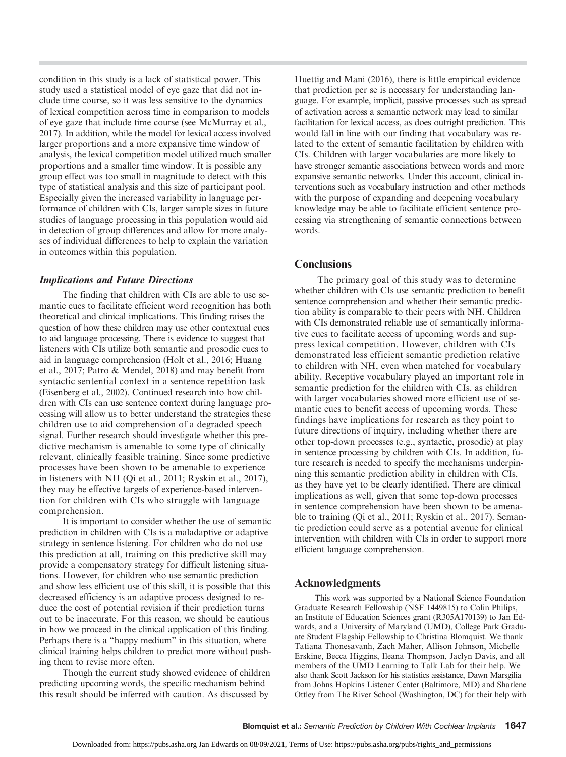condition in this study is a lack of statistical power. This study used a statistical model of eye gaze that did not include time course, so it was less sensitive to the dynamics of lexical competition across time in comparison to models of eye gaze that include time course (see McMurray et al., 2017). In addition, while the model for lexical access involved larger proportions and a more expansive time window of analysis, the lexical competition model utilized much smaller proportions and a smaller time window. It is possible any group effect was too small in magnitude to detect with this type of statistical analysis and this size of participant pool. Especially given the increased variability in language performance of children with CIs, larger sample sizes in future studies of language processing in this population would aid in detection of group differences and allow for more analyses of individual differences to help to explain the variation in outcomes within this population.

### *Implications and Future Directions*

The finding that children with CIs are able to use semantic cues to facilitate efficient word recognition has both theoretical and clinical implications. This finding raises the question of how these children may use other contextual cues to aid language processing. There is evidence to suggest that listeners with CIs utilize both semantic and prosodic cues to aid in language comprehension (Holt et al., 2016; Huang et al., 2017; Patro & Mendel, 2018) and may benefit from syntactic sentential context in a sentence repetition task (Eisenberg et al., 2002). Continued research into how children with CIs can use sentence context during language processing will allow us to better understand the strategies these children use to aid comprehension of a degraded speech signal. Further research should investigate whether this predictive mechanism is amenable to some type of clinically relevant, clinically feasible training. Since some predictive processes have been shown to be amenable to experience in listeners with NH (Qi et al., 2011; Ryskin et al., 2017), they may be effective targets of experience-based intervention for children with CIs who struggle with language comprehension.

It is important to consider whether the use of semantic prediction in children with CIs is a maladaptive or adaptive strategy in sentence listening. For children who do not use this prediction at all, training on this predictive skill may provide a compensatory strategy for difficult listening situations. However, for children who use semantic prediction and show less efficient use of this skill, it is possible that this decreased efficiency is an adaptive process designed to reduce the cost of potential revision if their prediction turns out to be inaccurate. For this reason, we should be cautious in how we proceed in the clinical application of this finding. Perhaps there is a "happy medium" in this situation, where clinical training helps children to predict more without pushing them to revise more often.

Though the current study showed evidence of children predicting upcoming words, the specific mechanism behind this result should be inferred with caution. As discussed by Huettig and Mani (2016), there is little empirical evidence that prediction per se is necessary for understanding language. For example, implicit, passive processes such as spread of activation across a semantic network may lead to similar facilitation for lexical access, as does outright prediction. This would fall in line with our finding that vocabulary was related to the extent of semantic facilitation by children with CIs. Children with larger vocabularies are more likely to have stronger semantic associations between words and more expansive semantic networks. Under this account, clinical interventions such as vocabulary instruction and other methods with the purpose of expanding and deepening vocabulary knowledge may be able to facilitate efficient sentence processing via strengthening of semantic connections between words.

## Conclusions

The primary goal of this study was to determine whether children with CIs use semantic prediction to benefit sentence comprehension and whether their semantic prediction ability is comparable to their peers with NH. Children with CIs demonstrated reliable use of semantically informative cues to facilitate access of upcoming words and suppress lexical competition. However, children with CIs demonstrated less efficient semantic prediction relative to children with NH, even when matched for vocabulary ability. Receptive vocabulary played an important role in semantic prediction for the children with CIs, as children with larger vocabularies showed more efficient use of semantic cues to benefit access of upcoming words. These findings have implications for research as they point to future directions of inquiry, including whether there are other top-down processes (e.g., syntactic, prosodic) at play in sentence processing by children with CIs. In addition, future research is needed to specify the mechanisms underpinning this semantic prediction ability in children with CIs, as they have yet to be clearly identified. There are clinical implications as well, given that some top-down processes in sentence comprehension have been shown to be amenable to training (Qi et al., 2011; Ryskin et al., 2017). Semantic prediction could serve as a potential avenue for clinical intervention with children with CIs in order to support more efficient language comprehension.

## Acknowledgments

This work was supported by a National Science Foundation Graduate Research Fellowship (NSF 1449815) to Colin Philips, an Institute of Education Sciences grant (R305A170139) to Jan Edwards, and a University of Maryland (UMD), College Park Graduate Student Flagship Fellowship to Christina Blomquist. We thank Tatiana Thonesavanh, Zach Maher, Allison Johnson, Michelle Erskine, Becca Higgins, Ileana Thompson, Jaclyn Davis, and all members of the UMD Learning to Talk Lab for their help. We also thank Scott Jackson for his statistics assistance, Dawn Marsgilia from Johns Hopkins Listener Center (Baltimore, MD) and Sharlene Ottley from The River School (Washington, DC) for their help with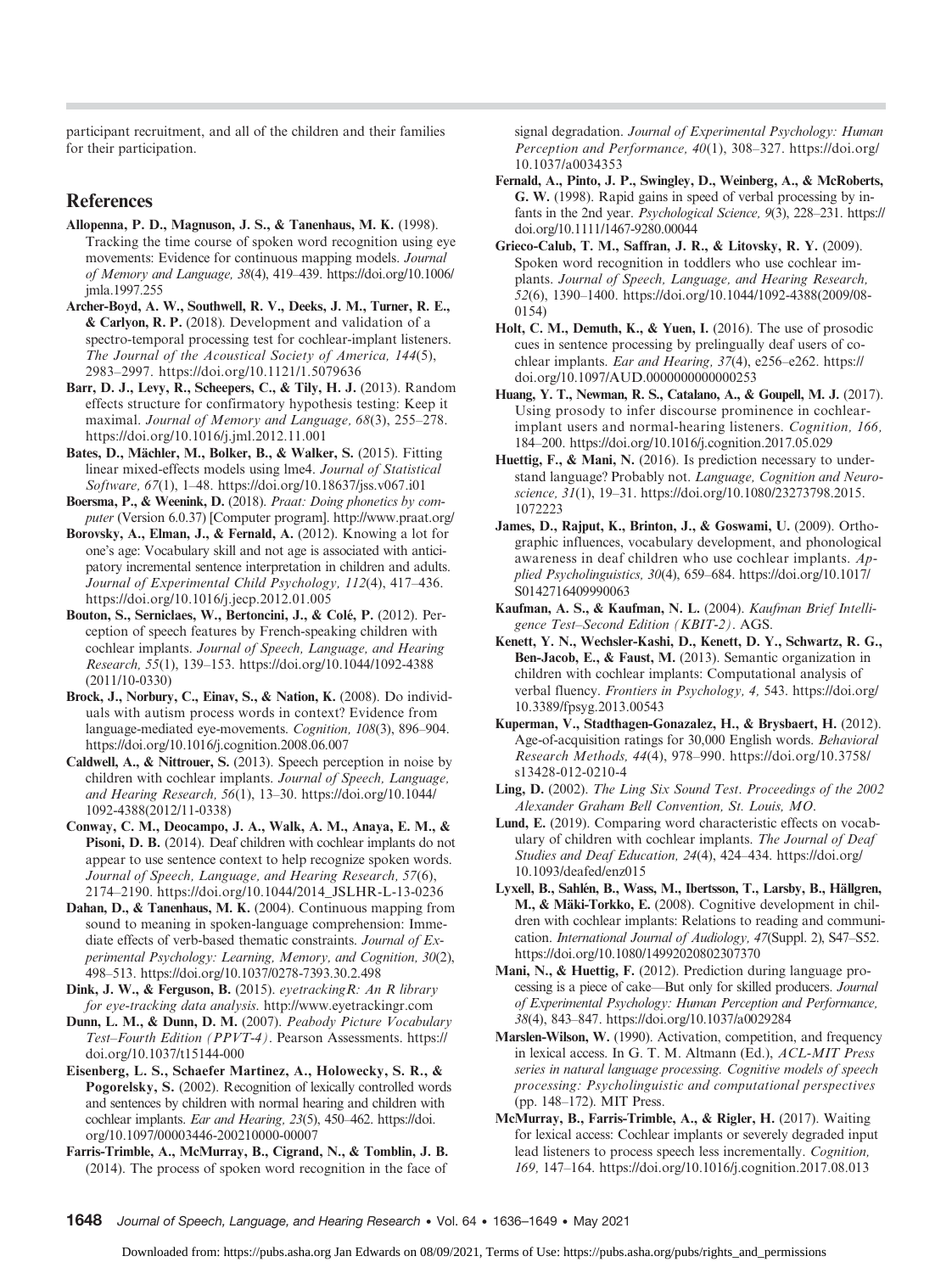participant recruitment, and all of the children and their families for their participation.

## References

**Allopenna, P. D., Magnuson, J. S., & Tanenhaus, M. K.** (1998). Tracking the time course of spoken word recognition using eye movements: Evidence for continuous mapping models. *Journal of Memory and Language, 38*(4), 419–439. https://doi.org/10.1006/jmla.1997.255

**Archer-Boyd, A. W., Southwell, R. V., Deeks, J. M., Turner, R. E., & Carlyon, R. P.** (2018). Development and validation of a spectro-temporal processing test for cochlear-implant listeners. *The Journal of the Acoustical Society of America, 144*(5), 2983–2997. https://doi.org/10.1121/1.5079636

**Barr, D. J., Levy, R., Scheepers, C., & Tily, H. J.** (2013). Random effects structure for confirmatory hypothesis testing: Keep it maximal. *Journal of Memory and Language, 68*(3), 255–278. https://doi.org/10.1016/j.jml.2012.11.001

**Bates, D., Mächler, M., Bolker, B., & Walker, S.** (2015). Fitting linear mixed-effects models using lme4. *Journal of Statistical Software, 67*(1), 1–48. https://doi.org/10.18637/jss.v067.i01

**Boersma, P., & Weenink, D.** (2018). *Praat: Doing phonetics by computer* (Version 6.0.37) [Computer program]. http://www.praat.org/

**Borovsky, A., Elman, J., & Fernald, A.** (2012). Knowing a lot for one's age: Vocabulary skill and not age is associated with anticipatory incremental sentence interpretation in children and adults. *Journal of Experimental Child Psychology, 112*(4), 417–436. https://doi.org/10.1016/j.jecp.2012.01.005

**Bouton, S., Serniclaes, W., Bertoncini, J., & Colé, P.** (2012). Perception of speech features by French-speaking children with cochlear implants. *Journal of Speech, Language, and Hearing Research, 55*(1), 139–153. https://doi.org/10.1044/1092-4388(2011/10-0330)

**Brock, J., Norbury, C., Einav, S., & Nation, K.** (2008). Do individuals with autism process words in context? Evidence from language-mediated eye-movements. *Cognition, 108*(3), 896–904. https://doi.org/10.1016/j.cognition.2008.06.007

**Caldwell, A., & Nittrouer, S.** (2013). Speech perception in noise by children with cochlear implants. *Journal of Speech, Language, and Hearing Research, 56*(1), 13–30. https://doi.org/10.1044/1092-4388(2012/11-0338)

**Conway, C. M., Deocampo, J. A., Walk, A. M., Anaya, E. M., & Pisoni, D. B.** (2014). Deaf children with cochlear implants do not appear to use sentence context to help recognize spoken words. *Journal of Speech, Language, and Hearing Research, 57*(6), 2174–2190. https://doi.org/10.1044/2014_JSLHR-L-13-0236

**Dahan, D., & Tanenhaus, M. K.** (2004). Continuous mapping from sound to meaning in spoken-language comprehension: Immediate effects of verb-based thematic constraints. *Journal of Experimental Psychology: Learning, Memory, and Cognition, 30*(2), 498–513. https://doi.org/10.1037/0278-7393.30.2.498

**Dink, J. W., & Ferguson, B.** (2015). *eyetrackingR: An R library for eye-tracking data analysis*. http://www.eyetrackingr.com

**Dunn, L. M., & Dunn, D. M.** (2007). *Peabody Picture Vocabulary Test–Fourth Edition (PPVT-4)*. Pearson Assessments. https://doi.org/10.1037/t15144-000

**Eisenberg, L. S., Schaefer Martinez, A., Holowecky, S. R., & Pogorelsky, S.** (2002). Recognition of lexically controlled words and sentences by children with normal hearing and children with cochlear implants. *Ear and Hearing, 23*(5), 450–462. https://doi.org/10.1097/00003446-200210000-00007

**Farris-Trimble, A., McMurray, B., Cigrand, N., & Tomblin, J. B.** (2014). The process of spoken word recognition in the face of signal degradation. *Journal of Experimental Psychology: Human Perception and Performance, 40*(1), 308–327. https://doi.org/10.1037/a0034353

**Fernald, A., Pinto, J. P., Swingley, D., Weinberg, A., & McRoberts, G. W.** (1998). Rapid gains in speed of verbal processing by infants in the 2nd year. *Psychological Science, 9*(3), 228–231. https://doi.org/10.1111/1467-9280.00044

**Grieco-Calub, T. M., Saffran, J. R., & Litovsky, R. Y.** (2009). Spoken word recognition in toddlers who use cochlear implants. *Journal of Speech, Language, and Hearing Research, 52*(6), 1390–1400. https://doi.org/10.1044/1092-4388(2009/08-0154)

**Holt, C. M., Demuth, K., & Yuen, I.** (2016). The use of prosodic cues in sentence processing by prelingually deaf users of cochlear implants. *Ear and Hearing, 37*(4), e256–e262. https://doi.org/10.1097/AUD.0000000000000253

**Huang, Y. T., Newman, R. S., Catalano, A., & Goupell, M. J.** (2017). Using prosody to infer discourse prominence in cochlear-implant users and normal-hearing listeners. *Cognition, 166*, 184–200. https://doi.org/10.1016/j.cognition.2017.05.029

**Huettig, F., & Mani, N.** (2016). Is prediction necessary to understand language? Probably not. *Language, Cognition and Neuroscience, 31*(1), 19–31. https://doi.org/10.1080/23273798.2015.1072223

**James, D., Rajput, K., Brinton, J., & Goswami, U.** (2009). Orthographic influences, vocabulary development, and phonological awareness in deaf children who use cochlear implants. *Applied Psycholinguistics, 30*(4), 659–684. https://doi.org/10.1017/S0142716409990063

**Kaufman, A. S., & Kaufman, N. L.** (2004). *Kaufman Brief Intelligence Test–Second Edition (KBIT-2)*. AGS.

**Kenett, Y. N., Wechsler-Kashi, D., Kenett, D. Y., Schwartz, R. G., Ben-Jacob, E., & Faust, M.** (2013). Semantic organization in children with cochlear implants: Computational analysis of verbal fluency. *Frontiers in Psychology, 4*, 543. https://doi.org/10.3389/fpsyg.2013.00543

**Kuperman, V., Stadthagen-Gonazalez, H., & Brysbaert, H.** (2012). Age-of-acquisition ratings for 30,000 English words. *Behavioral Research Methods, 44*(4), 978–990. https://doi.org/10.3758/s13428-012-0210-4

**Ling, D.** (2002). *The Ling Six Sound Test. Proceedings of the 2002 Alexander Graham Bell Convention, St. Louis, MO*.

**Lund, E.** (2019). Comparing word characteristic effects on vocabulary of children with cochlear implants. *The Journal of Deaf Studies and Deaf Education, 24*(4), 424–434. https://doi.org/10.1093/deafed/enz015

**Lyxell, B., Sahlén, B., Wass, M., Ibertsson, T., Larsby, B., Hällgren, M., & Mäki-Torkko, E.** (2008). Cognitive development in children with cochlear implants: Relations to reading and communication. *International Journal of Audiology, 47*(Suppl. 2), S47–S52. https://doi.org/10.1080/14992020802307370

**Mani, N., & Huettig, F.** (2012). Prediction during language processing is a piece of cake—But only for skilled producers. *Journal of Experimental Psychology: Human Perception and Performance, 38*(4), 843–847. https://doi.org/10.1037/a0029284

**Marslen-Wilson, W.** (1990). Activation, competition, and frequency in lexical access. In G. T. M. Altmann (Ed.), *ACL-MIT Press series in natural language processing. Cognitive models of speech processing: Psycholinguistic and computational perspectives* (pp. 148–172). MIT Press.

**McMurray, B., Farris-Trimble, A., & Rigler, H.** (2017). Waiting for lexical access: Cochlear implants or severely degraded input lead listeners to process speech less incrementally. *Cognition, 169*, 147–164. https://doi.org/10.1016/j.cognition.2017.08.013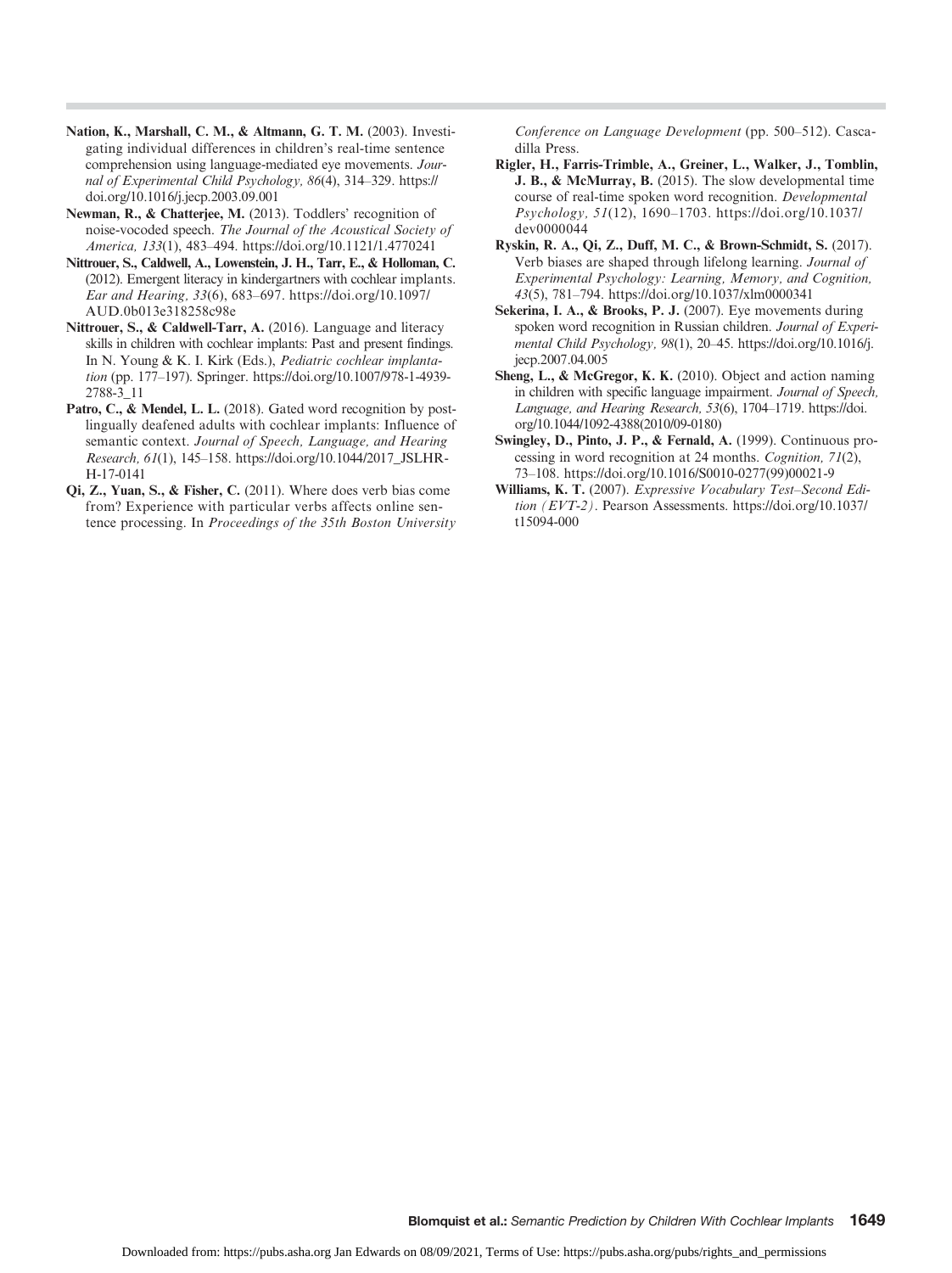**Nation, K., Marshall, C. M., & Altmann, G. T. M.** (2003). Investigating individual differences in children's real-time sentence comprehension using language-mediated eye movements. *Journal of Experimental Child Psychology, 86*(4), 314–329. https://doi.org/10.1016/j.jecp.2003.09.001

**Newman, R., & Chatterjee, M.** (2013). Toddlers' recognition of noise-vocoded speech. *The Journal of the Acoustical Society of America, 133*(1), 483–494. https://doi.org/10.1121/1.4770241

**Nittrouer, S., Caldwell, A., Lowenstein, J. H., Tarr, E., & Holloman, C.** (2012). Emergent literacy in kindergartners with cochlear implants. *Ear and Hearing, 33*(6), 683–697. https://doi.org/10.1097/AUD.0b013e318258c98e

**Nittrouer, S., & Caldwell-Tarr, A.** (2016). Language and literacy skills in children with cochlear implants: Past and present findings. In N. Young & K. I. Kirk (Eds.), *Pediatric cochlear implantation* (pp. 177–197). Springer. https://doi.org/10.1007/978-1-4939-2788-3_11

**Patro, C., & Mendel, L. L.** (2018). Gated word recognition by postlingually deafened adults with cochlear implants: Influence of semantic context. *Journal of Speech, Language, and Hearing Research, 61*(1), 145–158. https://doi.org/10.1044/2017_JSLHR-H-17-0141

**Qi, Z., Yuan, S., & Fisher, C.** (2011). Where does verb bias come from? Experience with particular verbs affects online sentence processing. In *Proceedings of the 35th Boston University Conference on Language Development* (pp. 500–512). Cascadilla Press.

**Rigler, H., Farris-Trimble, A., Greiner, L., Walker, J., Tomblin, J. B., & McMurray, B.** (2015). The slow developmental time course of real-time spoken word recognition. *Developmental Psychology, 51*(12), 1690–1703. https://doi.org/10.1037/dev0000044

**Ryskin, R. A., Qi, Z., Duff, M. C., & Brown-Schmidt, S.** (2017). Verb biases are shaped through lifelong learning. *Journal of Experimental Psychology: Learning, Memory, and Cognition, 43*(5), 781–794. https://doi.org/10.1037/xlm0000341

**Sekerina, I. A., & Brooks, P. J.** (2007). Eye movements during spoken word recognition in Russian children. *Journal of Experimental Child Psychology, 98*(1), 20–45. https://doi.org/10.1016/j.jecp.2007.04.005

**Sheng, L., & McGregor, K. K.** (2010). Object and action naming in children with specific language impairment. *Journal of Speech, Language, and Hearing Research, 53*(6), 1704–1719. https://doi.org/10.1044/1092-4388(2010/09-0180)

**Swingley, D., Pinto, J. P., & Fernald, A.** (1999). Continuous processing in word recognition at 24 months. *Cognition, 71*(2), 73–108. https://doi.org/10.1016/S0010-0277(99)00021-9

**Williams, K. T.** (2007). *Expressive Vocabulary Test–Second Edition (EVT-2)*. Pearson Assessments. https://doi.org/10.1037/t15094-000